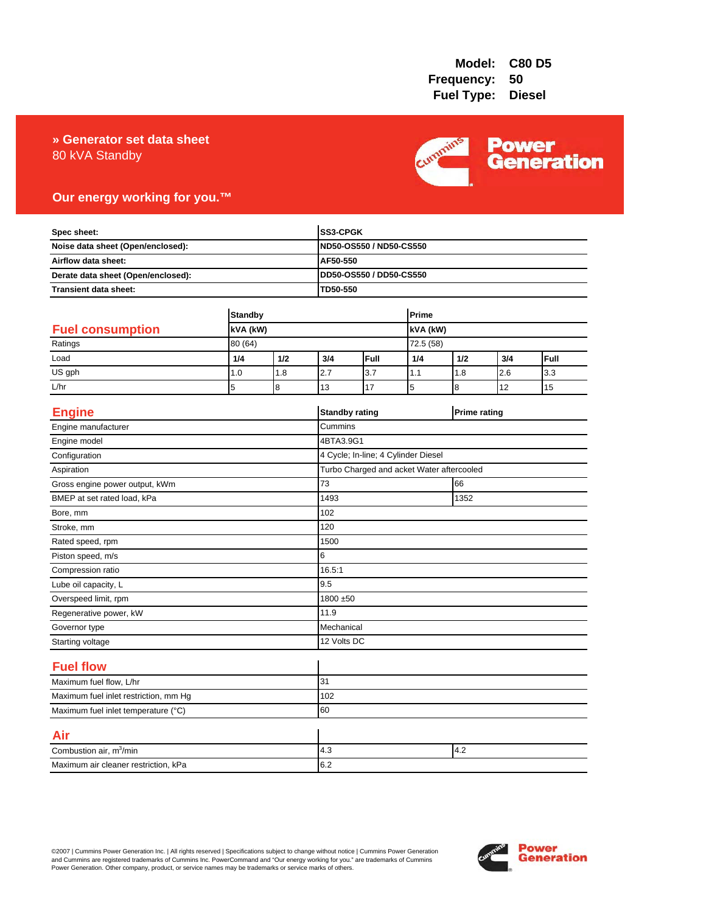**Model:** C80 D5
**Frequency:** 50
**Fuel Type:** Diesel

# » Generator set data sheet

80 kVA Standby

**Our energy working for you.™**

| Spec sheet: | SS3-CPGK |
|---|---|
| Noise data sheet (Open/enclosed): | ND50-OS550 / ND50-CS550 |
| Airflow data sheet: | AF50-550 |
| Derate data sheet (Open/enclosed): | DD50-OS550 / DD50-CS550 |
| Transient data sheet: | TD50-550 |

## Fuel consumption

| | Standby | | | | Prime | | | |
|---|---|---|---|---|---|---|---|---|
| | kVA (kW) | | | | kVA (kW) | | | |
| Ratings | 80 (64) | | | | 72.5 (58) | | | |
| Load | 1/4 | 1/2 | 3/4 | Full | 1/4 | 1/2 | 3/4 | Full |
| US gph | 1.0 | 1.8 | 2.7 | 3.7 | 1.1 | 1.8 | 2.6 | 3.3 |
| L/hr | 5 | 8 | 13 | 17 | 5 | 8 | 12 | 15 |

## Engine

| | Standby rating | Prime rating |
|---|---|---|
| Engine manufacturer | Cummins | |
| Engine model | 4BTA3.9G1 | |
| Configuration | 4 Cycle; In-line; 4 Cylinder Diesel | |
| Aspiration | Turbo Charged and acket Water aftercooled | |
| Gross engine power output, kWm | 73 | 66 |
| BMEP at set rated load, kPa | 1493 | 1352 |
| Bore, mm | 102 | |
| Stroke, mm | 120 | |
| Rated speed, rpm | 1500 | |
| Piston speed, m/s | 6 | |
| Compression ratio | 16.5:1 | |
| Lube oil capacity, L | 9.5 | |
| Overspeed limit, rpm | 1800 ±50 | |
| Regenerative power, kW | 11.9 | |
| Governor type | Mechanical | |
| Starting voltage | 12 Volts DC | |

## Fuel flow

| | |
|---|---|
| Maximum fuel flow, L/hr | 31 |
| Maximum fuel inlet restriction, mm Hg | 102 |
| Maximum fuel inlet temperature (°C) | 60 |

## Air

| | | |
|---|---|---|
| Combustion air, $m^3$/min | 4.3 | 4.2 |
| Maximum air cleaner restriction, kPa | 6.2 | |

©2007 | Cummins Power Generation Inc. | All rights reserved | Specifications subject to change without notice | Cummins Power Generation and Cummins are registered trademarks of Cummins Inc. PowerCommand and "Our energy working for you." are trademarks of Cummins Power Generation. Other company, product, or service names may be trademarks or service marks of others.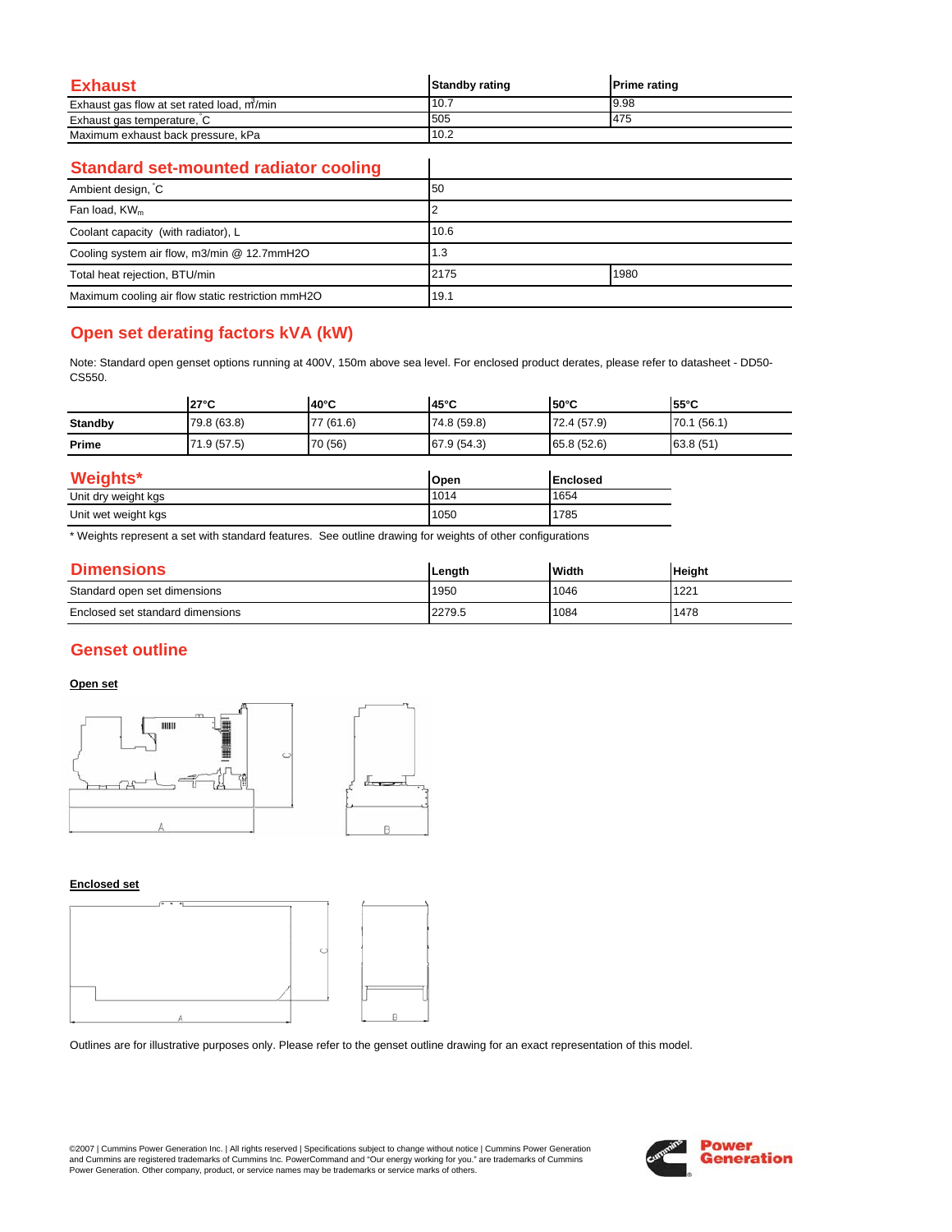## Exhaust

| Exhaust | Standby rating | Prime rating |
|---|---|---|
| Exhaust gas flow at set rated load, $m^3$/min | 10.7 | 9.98 |
| Exhaust gas temperature, °C | 505 | 475 |
| Maximum exhaust back pressure, kPa | 10.2 | |

## Standard set-mounted radiator cooling

| Standard set-mounted radiator cooling | | |
|---|---|---|
| Ambient design, °C | 50 | |
| Fan load, $KW_m$ | 2 | |
| Coolant capacity (with radiator), L | 10.6 | |
| Cooling system air flow, m3/min @ 12.7mmH2O | 1.3 | |
| Total heat rejection, BTU/min | 2175 | 1980 |
| Maximum cooling air flow static restriction mmH2O | 19.1 | |

## Open set derating factors kVA (kW)

Note: Standard open genset options running at 400V, 150m above sea level. For enclosed product derates, please refer to datasheet - DD50-CS550.

| | 27°C | 40°C | 45°C | 50°C | 55°C |
|---|---|---|---|---|---|
| **Standby** | 79.8 (63.8) | 77 (61.6) | 74.8 (59.8) | 72.4 (57.9) | 70.1 (56.1) |
| **Prime** | 71.9 (57.5) | 70 (56) | 67.9 (54.3) | 65.8 (52.6) | 63.8 (51) |

## Weights*

| Weights* | Open | Enclosed |
|---|---|---|
| Unit dry weight kgs | 1014 | 1654 |
| Unit wet weight kgs | 1050 | 1785 |

* Weights represent a set with standard features. See outline drawing for weights of other configurations

## Dimensions

| Dimensions | Length | Width | Height |
|---|---|---|---|
| Standard open set dimensions | 1950 | 1046 | 1221 |
| Enclosed set standard dimensions | 2279.5 | 1084 | 1478 |

## Genset outline

**Open set**

**Enclosed set**

Outlines are for illustrative purposes only. Please refer to the genset outline drawing for an exact representation of this model.

©2007 | Cummins Power Generation Inc. | All rights reserved | Specifications subject to change without notice | Cummins Power Generation and Cummins are registered trademarks of Cummins Inc. PowerCommand and "Our energy working for you." are trademarks of Cummins Power Generation. Other company, product, or service names may be trademarks or service marks of others.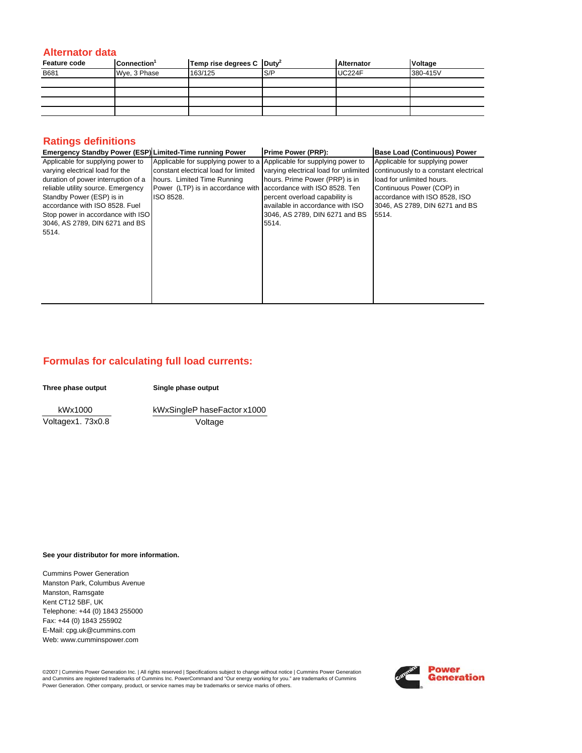## Alternator data

| Feature code | Connection[1] | Temp rise degrees C | Duty[2] | Alternator | Voltage |
|---|---|---|---|---|---|
| B681 | Wye, 3 Phase | 163/125 | S/P | UC224F | 380-415V |
| | | | | | |
| | | | | | |
| | | | | | |
| | | | | | |

## Ratings definitions

| Emergency Standby Power (ESP) | Limited-Time running Power | Prime Power (PRP): | Base Load (Continuous) Power |
|---|---|---|---|
| Applicable for supplying power to varying electrical load for the duration of power interruption of a reliable utility source. Emergency Standby Power (ESP) is in accordance with ISO 8528. Fuel Stop power in accordance with ISO 3046, AS 2789, DIN 6271 and BS 5514. | Applicable for supplying power to a constant electrical load for limited hours. Limited Time Running Power (LTP) is in accordance with ISO 8528. | Applicable for supplying power to varying electrical load for unlimited hours. Prime Power (PRP) is in accordance with ISO 8528. Ten percent overload capability is available in accordance with ISO 3046, AS 2789, DIN 6271 and BS 5514. | Applicable for supplying power continuously to a constant electrical load for unlimited hours. Continuous Power (COP) in accordance with ISO 8528, ISO 3046, AS 2789, DIN 6271 and BS 5514. |

## Formulas for calculating full load currents:

**Three phase output**

$$\frac{kW \times 1000}{Voltage \times 1.73 \times 0.8}$$

**Single phase output**

$$\frac{kW \times SinglePhaseFactor \times 1000}{Voltage}$$

**See your distributor for more information.**

Cummins Power Generation
Manston Park, Columbus Avenue
Manston, Ramsgate
Kent CT12 5BF, UK
Telephone: +44 (0) 1843 255000
Fax: +44 (0) 1843 255902
E-Mail: cpg.uk@cummins.com
Web: www.cumminspower.com

©2007 | Cummins Power Generation Inc. | All rights reserved | Specifications subject to change without notice | Cummins Power Generation and Cummins are registered trademarks of Cummins Inc. PowerCommand and "Our energy working for you." are trademarks of Cummins Power Generation. Other company, product, or service names may be trademarks or service marks of others.

Power Generation